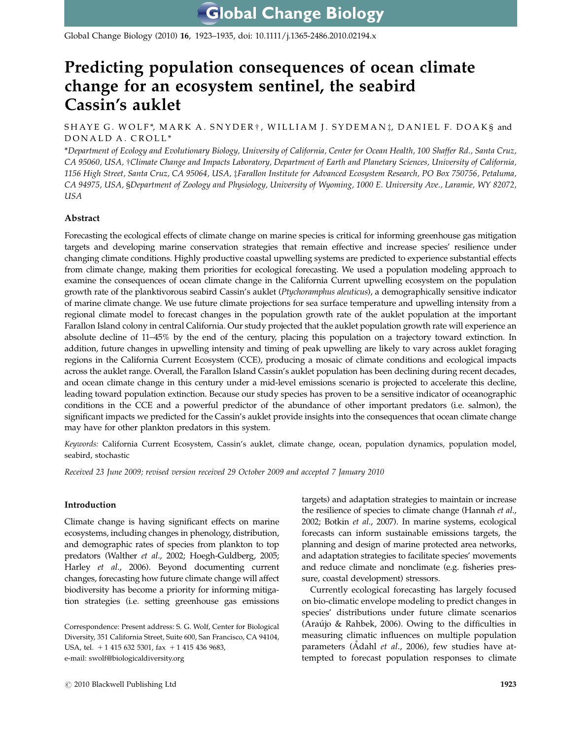# Predicting population consequences of ocean climate change for an ecosystem sentinel, the seabird Cassin's auklet

SHAYE G. WOLF*, MARK A. SNYDER†, WILLIAM J. SYDEMAN‡, DANIEL F. DOAK§ and DONALD A. CROLL*

*Department of Ecology and Evolutionary Biology, University of California, Center for Ocean Health, 100 Shaffer Rd., Santa Cruz, CA 95060, USA, †Climate Change and Impacts Laboratory, Department of Earth and Planetary Sciences, University of California, 1156 High Street, Santa Cruz, CA 95064, USA, ‡Farallon Institute for Advanced Ecosystem Research, PO Box 750756, Petaluma, CA 94975, USA, §Department of Zoology and Physiology, University of Wyoming, 1000 E. University Ave., Laramie, WY 82072, USA*

## Abstract

Forecasting the ecological effects of climate change on marine species is critical for informing greenhouse gas mitigation targets and developing marine conservation strategies that remain effective and increase species' resilience under changing climate conditions. Highly productive coastal upwelling systems are predicted to experience substantial effects from climate change, making them priorities for ecological forecasting. We used a population modeling approach to examine the consequences of ocean climate change in the California Current upwelling ecosystem on the population growth rate of the planktivorous seabird Cassin's auklet (*Ptychoramphus aleuticus*), a demographically sensitive indicator of marine climate change. We use future climate projections for sea surface temperature and upwelling intensity from a regional climate model to forecast changes in the population growth rate of the auklet population at the important Farallon Island colony in central California. Our study projected that the auklet population growth rate will experience an absolute decline of 11–45% by the end of the century, placing this population on a trajectory toward extinction. In addition, future changes in upwelling intensity and timing of peak upwelling are likely to vary across auklet foraging regions in the California Current Ecosystem (CCE), producing a mosaic of climate conditions and ecological impacts across the auklet range. Overall, the Farallon Island Cassin's auklet population has been declining during recent decades, and ocean climate change in this century under a mid-level emissions scenario is projected to accelerate this decline, leading toward population extinction. Because our study species has proven to be a sensitive indicator of oceanographic conditions in the CCE and a powerful predictor of the abundance of other important predators (i.e. salmon), the significant impacts we predicted for the Cassin's auklet provide insights into the consequences that ocean climate change may have for other plankton predators in this system.

*Keywords:* California Current Ecosystem, Cassin's auklet, climate change, ocean, population dynamics, population model, seabird, stochastic

*Received 23 June 2009; revised version received 29 October 2009 and accepted 7 January 2010*

## Introduction

Climate change is having significant effects on marine ecosystems, including changes in phenology, distribution, and demographic rates of species from plankton to top predators (Walther *et al*., 2002; Hoegh-Guldberg, 2005; Harley *et al*., 2006). Beyond documenting current changes, forecasting how future climate change will affect biodiversity has become a priority for informing mitigation strategies (i.e. setting greenhouse gas emissions targets) and adaptation strategies to maintain or increase the resilience of species to climate change (Hannah *et al*., 2002; Botkin *et al*., 2007). In marine systems, ecological forecasts can inform sustainable emissions targets, the planning and design of marine protected area networks, and adaptation strategies to facilitate species' movements and reduce climate and nonclimate (e.g. fisheries pressure, coastal development) stressors.

Currently ecological forecasting has largely focused on bio-climatic envelope modeling to predict changes in species' distributions under future climate scenarios (Araújo & Rahbek, 2006). Owing to the difficulties in measuring climatic influences on multiple population parameters (Ådahl *et al*., 2006), few studies have attempted to forecast population responses to climate

Correspondence: Present address: S. G. Wolf, Center for Biological Diversity, 351 California Street, Suite 600, San Francisco, CA 94104, USA, tel. +1 415 632 5301, fax +1 415 436 9683, e-mail: swolf@biologicaldiversity.org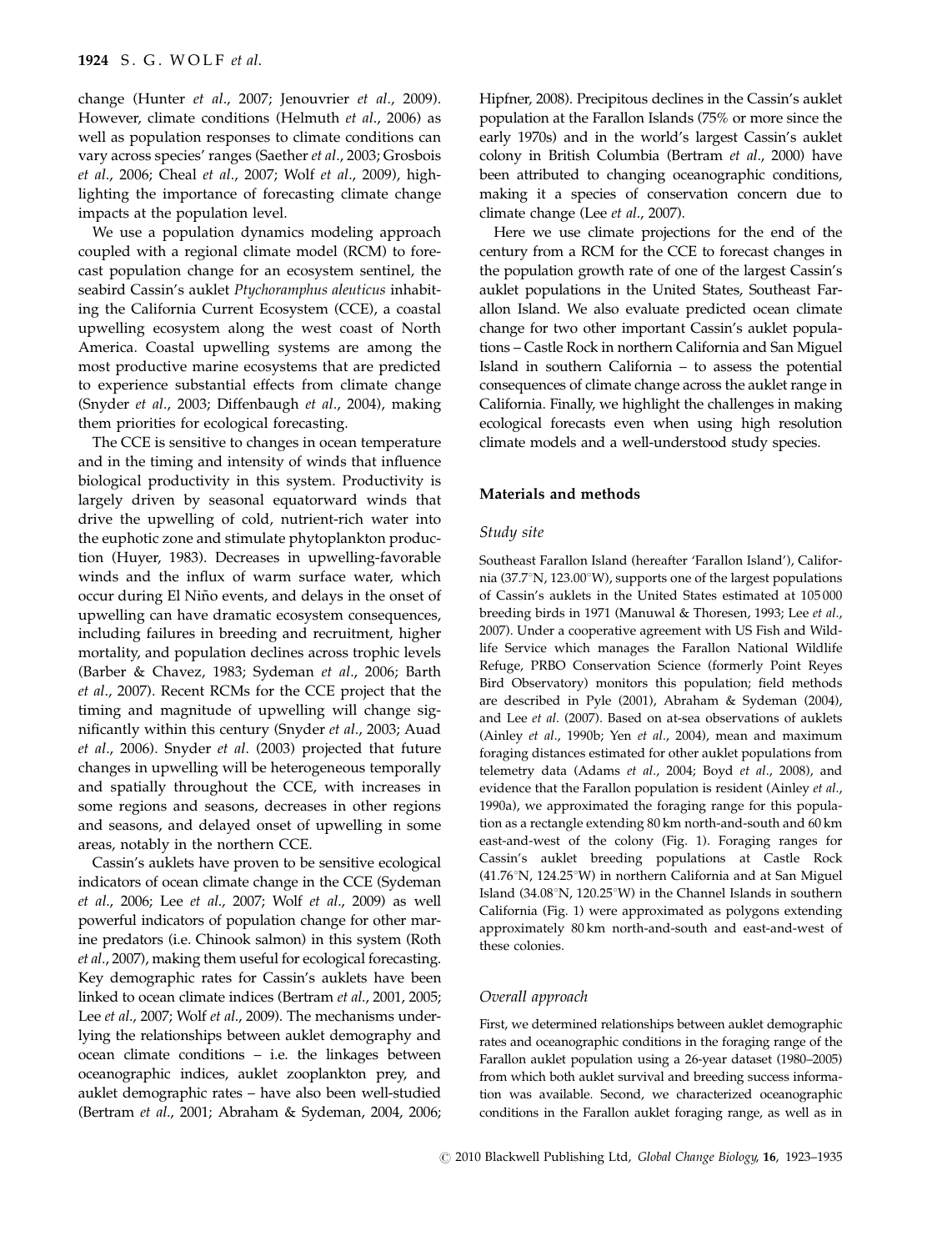change (Hunter *et al*., 2007; Jenouvrier *et al*., 2009). However, climate conditions (Helmuth *et al*., 2006) as well as population responses to climate conditions can vary across species' ranges (Saether *et al*., 2003; Grosbois *et al*., 2006; Cheal *et al*., 2007; Wolf *et al*., 2009), highlighting the importance of forecasting climate change impacts at the population level.

We use a population dynamics modeling approach coupled with a regional climate model (RCM) to forecast population change for an ecosystem sentinel, the seabird Cassin's auklet *Ptychoramphus aleuticus* inhabiting the California Current Ecosystem (CCE), a coastal upwelling ecosystem along the west coast of North America. Coastal upwelling systems are among the most productive marine ecosystems that are predicted to experience substantial effects from climate change (Snyder *et al*., 2003; Diffenbaugh *et al*., 2004), making them priorities for ecological forecasting.

The CCE is sensitive to changes in ocean temperature and in the timing and intensity of winds that influence biological productivity in this system. Productivity is largely driven by seasonal equatorward winds that drive the upwelling of cold, nutrient-rich water into the euphotic zone and stimulate phytoplankton production (Huyer, 1983). Decreases in upwelling-favorable winds and the influx of warm surface water, which occur during El Niño events, and delays in the onset of upwelling can have dramatic ecosystem consequences, including failures in breeding and recruitment, higher mortality, and population declines across trophic levels (Barber & Chavez, 1983; Sydeman *et al*., 2006; Barth *et al*., 2007). Recent RCMs for the CCE project that the timing and magnitude of upwelling will change significantly within this century (Snyder *et al*., 2003; Auad *et al*., 2006). Snyder *et al*. (2003) projected that future changes in upwelling will be heterogeneous temporally and spatially throughout the CCE, with increases in some regions and seasons, decreases in other regions and seasons, and delayed onset of upwelling in some areas, notably in the northern CCE.

Cassin's auklets have proven to be sensitive ecological indicators of ocean climate change in the CCE (Sydeman *et al*., 2006; Lee *et al*., 2007; Wolf *et al*., 2009) as well powerful indicators of population change for other marine predators (i.e. Chinook salmon) in this system (Roth *et al*., 2007), making them useful for ecological forecasting. Key demographic rates for Cassin's auklets have been linked to ocean climate indices (Bertram *et al*., 2001, 2005; Lee *et al*., 2007; Wolf *et al*., 2009). The mechanisms underlying the relationships between auklet demography and ocean climate conditions – i.e. the linkages between oceanographic indices, auklet zooplankton prey, and auklet demographic rates – have also been well-studied (Bertram *et al*., 2001; Abraham & Sydeman, 2004, 2006; Hipfner, 2008). Precipitous declines in the Cassin's auklet population at the Farallon Islands (75% or more since the early 1970s) and in the world's largest Cassin's auklet colony in British Columbia (Bertram *et al*., 2000) have been attributed to changing oceanographic conditions, making it a species of conservation concern due to climate change (Lee *et al*., 2007).

Here we use climate projections for the end of the century from a RCM for the CCE to forecast changes in the population growth rate of one of the largest Cassin's auklet populations in the United States, Southeast Farallon Island. We also evaluate predicted ocean climate change for two other important Cassin's auklet populations – Castle Rock in northern California and San Miguel Island in southern California – to assess the potential consequences of climate change across the auklet range in California. Finally, we highlight the challenges in making ecological forecasts even when using high resolution climate models and a well-understood study species.

## Materials and methods

### Study site

Southeast Farallon Island (hereafter 'Farallon Island'), California (37.7°N, 123.00°W), supports one of the largest populations of Cassin's auklets in the United States estimated at 105 000 breeding birds in 1971 (Manuwal & Thoresen, 1993; Lee *et al*., 2007). Under a cooperative agreement with US Fish and Wildlife Service which manages the Farallon National Wildlife Refuge, PRBO Conservation Science (formerly Point Reyes Bird Observatory) monitors this population; field methods are described in Pyle (2001), Abraham & Sydeman (2004), and Lee *et al*. (2007). Based on at-sea observations of auklets (Ainley *et al*., 1990b; Yen *et al*., 2004), mean and maximum foraging distances estimated for other auklet populations from telemetry data (Adams *et al*., 2004; Boyd *et al*., 2008), and evidence that the Farallon population is resident (Ainley *et al*., 1990a), we approximated the foraging range for this population as a rectangle extending 80 km north-and-south and 60 km east-and-west of the colony (Fig. 1). Foraging ranges for Cassin's auklet breeding populations at Castle Rock (41.76°N, 124.25°W) in northern California and at San Miguel Island (34.08°N, 120.25°W) in the Channel Islands in southern California (Fig. 1) were approximated as polygons extending approximately 80 km north-and-south and east-and-west of these colonies.

### Overall approach

First, we determined relationships between auklet demographic rates and oceanographic conditions in the foraging range of the Farallon auklet population using a 26-year dataset (1980–2005) from which both auklet survival and breeding success information was available. Second, we characterized oceanographic conditions in the Farallon auklet foraging range, as well as in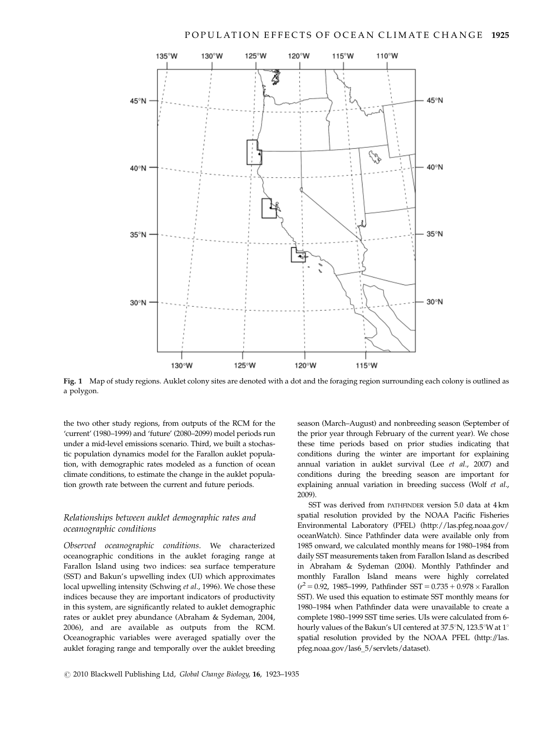**Fig. 1** Map of study regions. Auklet colony sites are denoted with a dot and the foraging region surrounding each colony is outlined as a polygon.

the two other study regions, from outputs of the RCM for the 'current' (1980–1999) and 'future' (2080–2099) model periods run under a mid-level emissions scenario. Third, we built a stochastic population dynamics model for the Farallon auklet population, with demographic rates modeled as a function of ocean climate conditions, to estimate the change in the auklet population growth rate between the current and future periods.

### *Relationships between auklet demographic rates and oceanographic conditions*

*Observed oceanographic conditions.* We characterized oceanographic conditions in the auklet foraging range at Farallon Island using two indices: sea surface temperature (SST) and Bakun's upwelling index (UI) which approximates local upwelling intensity (Schwing *et al*., 1996). We chose these indices because they are important indicators of productivity in this system, are significantly related to auklet demographic rates or auklet prey abundance (Abraham & Sydeman, 2004, 2006), and are available as outputs from the RCM. Oceanographic variables were averaged spatially over the auklet foraging range and temporally over the auklet breeding season (March–August) and nonbreeding season (September of the prior year through February of the current year). We chose these time periods based on prior studies indicating that conditions during the winter are important for explaining annual variation in auklet survival (Lee *et al*., 2007) and conditions during the breeding season are important for explaining annual variation in breeding success (Wolf *et al*., 2009).

SST was derived from PATHFINDER version 5.0 data at 4 km spatial resolution provided by the NOAA Pacific Fisheries Environmental Laboratory (PFEL) (http://las.pfeg.noaa.gov/oceanWatch). Since Pathfinder data were available only from 1985 onward, we calculated monthly means for 1980–1984 from daily SST measurements taken from Farallon Island as described in Abraham & Sydeman (2004). Monthly Pathfinder and monthly Farallon Island means were highly correlated ($r^2 = 0.92$, 1985–1999, Pathfinder SST $= 0.735 + 0.978 \times$ Farallon SST). We used this equation to estimate SST monthly means for 1980–1984 when Pathfinder data were unavailable to create a complete 1980–1999 SST time series. UIs were calculated from 6-hourly values of the Bakun's UI centered at 37.5°N, 123.5°W at 1° spatial resolution provided by the NOAA PFEL (http://las.pfeg.noaa.gov/las6_5/servlets/dataset).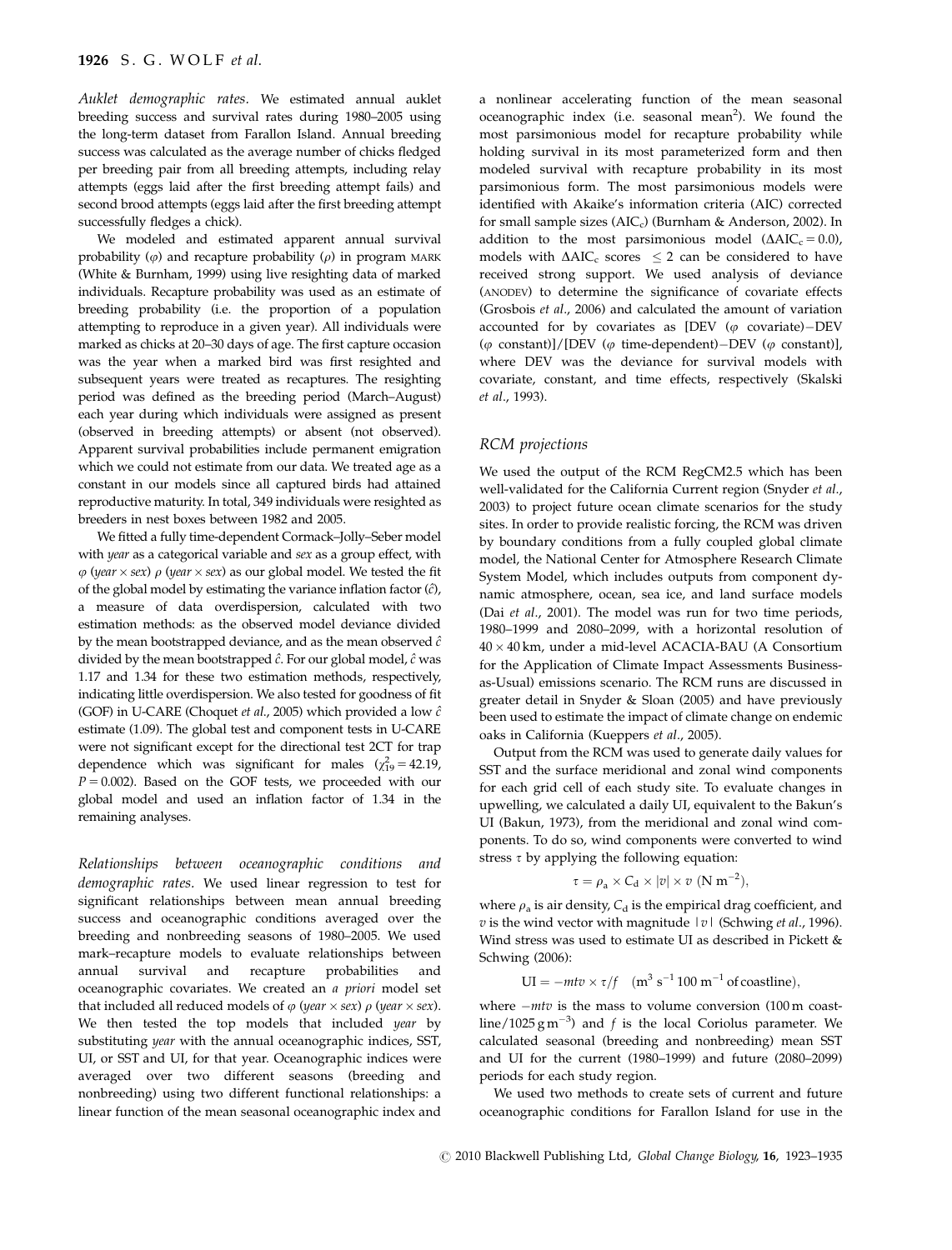*Auklet demographic rates*. We estimated annual auklet breeding success and survival rates during 1980–2005 using the long-term dataset from Farallon Island. Annual breeding success was calculated as the average number of chicks fledged per breeding pair from all breeding attempts, including relay attempts (eggs laid after the first breeding attempt fails) and second brood attempts (eggs laid after the first breeding attempt successfully fledges a chick).

We modeled and estimated apparent annual survival probability ($\varphi$) and recapture probability ($\rho$) in program MARK (White & Burnham, 1999) using live resighting data of marked individuals. Recapture probability was used as an estimate of breeding probability (i.e. the proportion of a population attempting to reproduce in a given year). All individuals were marked as chicks at 20–30 days of age. The first capture occasion was the year when a marked bird was first resighted and subsequent years were treated as recaptures. The resighting period was defined as the breeding period (March–August) each year during which individuals were assigned as present (observed in breeding attempts) or absent (not observed). Apparent survival probabilities include permanent emigration which we could not estimate from our data. We treated age as a constant in our models since all captured birds had attained reproductive maturity. In total, 349 individuals were resighted as breeders in nest boxes between 1982 and 2005.

We fitted a fully time-dependent Cormack–Jolly–Seber model with *year* as a categorical variable and *sex* as a group effect, with $\varphi$ (*year* × *sex*) $\rho$ (*year* × *sex*) as our global model. We tested the fit of the global model by estimating the variance inflation factor ($\hat{c}$), a measure of data overdispersion, calculated with two estimation methods: as the observed model deviance divided by the mean bootstrapped deviance, and as the mean observed $\hat{c}$ divided by the mean bootstrapped $\hat{c}$. For our global model, $\hat{c}$ was 1.17 and 1.34 for these two estimation methods, respectively, indicating little overdispersion. We also tested for goodness of fit (GOF) in U-CARE (Choquet *et al*., 2005) which provided a low $\hat{c}$ estimate (1.09). The global test and component tests in U-CARE were not significant except for the directional test 2CT for trap dependence which was significant for males ($\chi^2_{19} = 42.19$, $P = 0.002$). Based on the GOF tests, we proceeded with our global model and used an inflation factor of 1.34 in the remaining analyses.

*Relationships between oceanographic conditions and demographic rates*. We used linear regression to test for significant relationships between mean annual breeding success and oceanographic conditions averaged over the breeding and nonbreeding seasons of 1980–2005. We used mark–recapture models to evaluate relationships between annual survival and recapture probabilities and oceanographic covariates. We created an *a priori* model set that included all reduced models of $\varphi$ (*year* × *sex*) $\rho$ (*year* × *sex*). We then tested the top models that included *year* by substituting *year* with the annual oceanographic indices, SST, UI, or SST and UI, for that year. Oceanographic indices were averaged over two different seasons (breeding and nonbreeding) using two different functional relationships: a linear function of the mean seasonal oceanographic index and a nonlinear accelerating function of the mean seasonal oceanographic index (i.e. seasonal mean$^2$). We found the most parsimonious model for recapture probability while holding survival in its most parameterized form and then modeled survival with recapture probability in its most parsimonious form. The most parsimonious models were identified with Akaike's information criteria (AIC) corrected for small sample sizes (AIC$_c$) (Burnham & Anderson, 2002). In addition to the most parsimonious model ($\Delta$AIC$_c$ = 0.0), models with $\Delta$AIC$_c$ scores $\leq 2$ can be considered to have received strong support. We used analysis of deviance (ANODEV) to determine the significance of covariate effects (Grosbois *et al*., 2006) and calculated the amount of variation accounted for by covariates as [DEV ($\varphi$ covariate)−DEV ($\varphi$ constant)]/[DEV ($\varphi$ time-dependent)−DEV ($\varphi$ constant)], where DEV was the deviance for survival models with covariate, constant, and time effects, respectively (Skalski *et al*., 1993).

## RCM projections

We used the output of the RCM RegCM2.5 which has been well-validated for the California Current region (Snyder *et al*., 2003) to project future ocean climate scenarios for the study sites. In order to provide realistic forcing, the RCM was driven by boundary conditions from a fully coupled global climate model, the National Center for Atmosphere Research Climate System Model, which includes outputs from component dynamic atmosphere, ocean, sea ice, and land surface models (Dai *et al*., 2001). The model was run for two time periods, 1980–1999 and 2080–2099, with a horizontal resolution of 40 × 40 km, under a mid-level ACACIA-BAU (A Consortium for the Application of Climate Impact Assessments Business-as-Usual) emissions scenario. The RCM runs are discussed in greater detail in Snyder & Sloan (2005) and have previously been used to estimate the impact of climate change on endemic oaks in California (Kueppers *et al*., 2005).

Output from the RCM was used to generate daily values for SST and the surface meridional and zonal wind components for each grid cell of each study site. To evaluate changes in upwelling, we calculated a daily UI, equivalent to the Bakun's UI (Bakun, 1973), from the meridional and zonal wind components. To do so, wind components were converted to wind stress $\tau$ by applying the following equation:

$$\tau = \rho_a \times C_d \times |v| \times v \ (\text{N m}^{-2}),$$

where $\rho_a$ is air density, $C_d$ is the empirical drag coefficient, and $v$ is the wind vector with magnitude $|v|$ (Schwing *et al*., 1996). Wind stress was used to estimate UI as described in Pickett & Schwing (2006):

$$\text{UI} = -mtv \times \tau / f \quad (\text{m}^3\ \text{s}^{-1}\ 100\ \text{m}^{-1}\ \text{of coastline}),$$

where $-mtv$ is the mass to volume conversion (100 m coastline/1025 g m$^{-3}$) and $f$ is the local Coriolus parameter. We calculated seasonal (breeding and nonbreeding) mean SST and UI for the current (1980–1999) and future (2080–2099) periods for each study region.

We used two methods to create sets of current and future oceanographic conditions for Farallon Island for use in the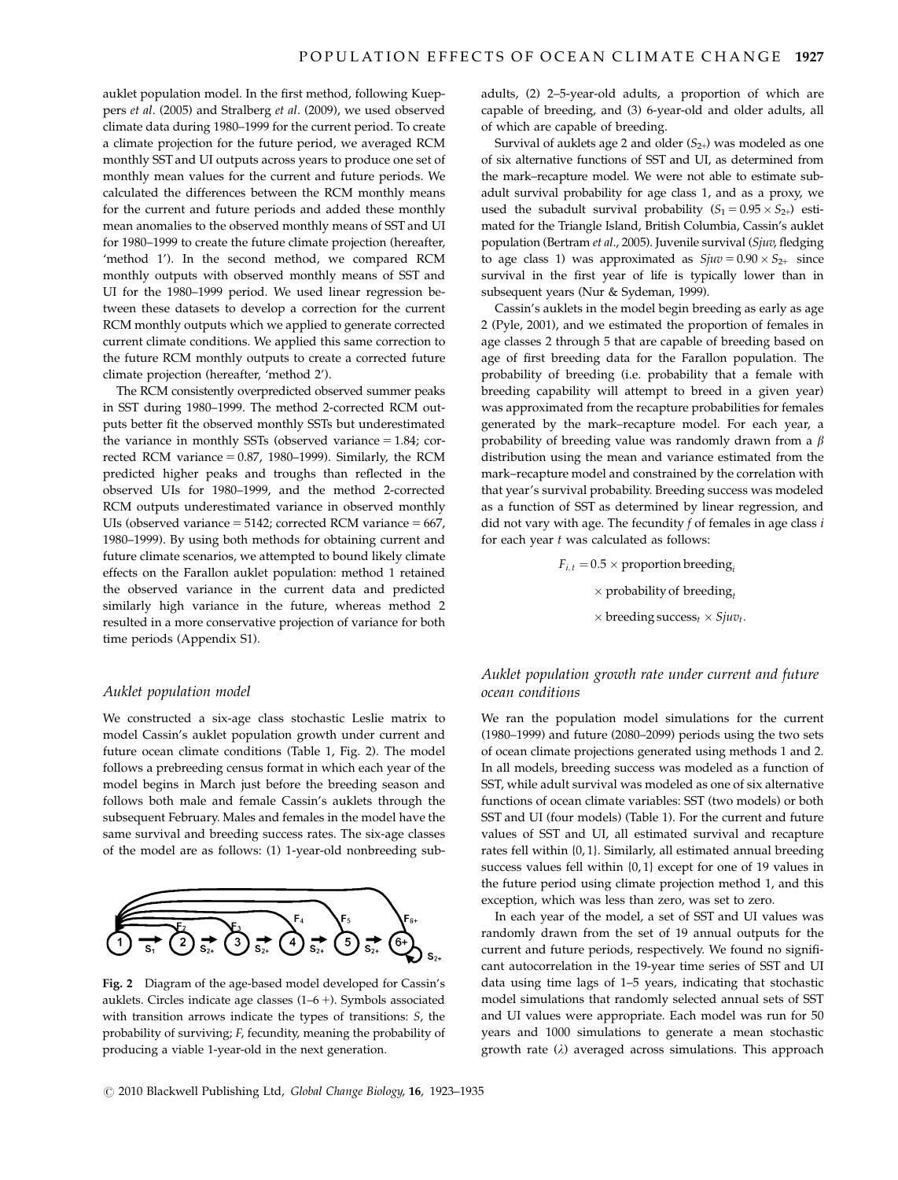auklet population model. In the first method, following Kueppers *et al*. (2005) and Stralberg *et al*. (2009), we used observed climate data during 1980–1999 for the current period. To create a climate projection for the future period, we averaged RCM monthly SST and UI outputs across years to produce one set of monthly mean values for the current and future periods. We calculated the differences between the RCM monthly means for the current and future periods and added these monthly mean anomalies to the observed monthly means of SST and UI for 1980–1999 to create the future climate projection (hereafter, 'method 1'). In the second method, we compared RCM monthly outputs with observed monthly means of SST and UI for the 1980–1999 period. We used linear regression between these datasets to develop a correction for the current RCM monthly outputs which we applied to generate corrected current climate conditions. We applied this same correction to the future RCM monthly outputs to create a corrected future climate projection (hereafter, 'method 2').

The RCM consistently overpredicted observed summer peaks in SST during 1980–1999. The method 2-corrected RCM outputs better fit the observed monthly SSTs but underestimated the variance in monthly SSTs (observed variance = 1.84; corrected RCM variance = 0.87, 1980–1999). Similarly, the RCM predicted higher peaks and troughs than reflected in the observed UIs for 1980–1999, and the method 2-corrected RCM outputs underestimated variance in observed monthly UIs (observed variance = 5142; corrected RCM variance = 667, 1980–1999). By using both methods for obtaining current and future climate scenarios, we attempted to bound likely climate effects on the Farallon auklet population: method 1 retained the observed variance in the current data and predicted similarly high variance in the future, whereas method 2 resulted in a more conservative projection of variance for both time periods (Appendix S1).

### *Auklet population model*

We constructed a six-age class stochastic Leslie matrix to model Cassin's auklet population growth under current and future ocean climate conditions (Table 1, Fig. 2). The model follows a prebreeding census format in which each year of the model begins in March just before the breeding season and follows both male and female Cassin's auklets through the subsequent February. Males and females in the model have the same survival and breeding success rates. The six-age classes of the model are as follows: (1) 1-year-old nonbreeding subadults, (2) 2–5-year-old adults, a proportion of which are capable of breeding, and (3) 6-year-old and older adults, all of which are capable of breeding.

**Fig. 2** Diagram of the age-based model developed for Cassin's auklets. Circles indicate age classes (1–6 +). Symbols associated with transition arrows indicate the types of transitions: *S*, the probability of surviving; *F*, fecundity, meaning the probability of producing a viable 1-year-old in the next generation.

Survival of auklets age 2 and older ($S_{2+}$) was modeled as one of six alternative functions of SST and UI, as determined from the mark–recapture model. We were not able to estimate subadult survival probability for age class 1, and as a proxy, we used the subadult survival probability ($S_1 = 0.95 \times S_{2+}$) estimated for the Triangle Island, British Columbia, Cassin's auklet population (Bertram *et al*., 2005). Juvenile survival (*Sjuv*, fledging to age class 1) was approximated as $Sjuv = 0.90 \times S_{2+}$ since survival in the first year of life is typically lower than in subsequent years (Nur & Sydeman, 1999).

Cassin's auklets in the model begin breeding as early as age 2 (Pyle, 2001), and we estimated the proportion of females in age classes 2 through 5 that are capable of breeding based on age of first breeding data for the Farallon population. The probability of breeding (i.e. probability that a female with breeding capability will attempt to breed in a given year) was approximated from the recapture probabilities for females generated by the mark–recapture model. For each year, a probability of breeding value was randomly drawn from a $\beta$ distribution using the mean and variance estimated from the mark–recapture model and constrained by the correlation with that year's survival probability. Breeding success was modeled as a function of SST as determined by linear regression, and did not vary with age. The fecundity $f$ of females in age class $i$ for each year $t$ was calculated as follows:

$$F_{i,t} = 0.5 \times \text{proportion breeding}_i \times \text{probability of breeding}_t \times \text{breeding success}_t \times Sjuv_t.$$

### *Auklet population growth rate under current and future ocean conditions*

We ran the population model simulations for the current (1980–1999) and future (2080–2099) periods using the two sets of ocean climate projections generated using methods 1 and 2. In all models, breeding success was modeled as a function of SST, while adult survival was modeled as one of six alternative functions of ocean climate variables: SST (two models) or both SST and UI (four models) (Table 1). For the current and future values of SST and UI, all estimated survival and recapture rates fell within {0, 1}. Similarly, all estimated annual breeding success values fell within {0, 1} except for one of 19 values in the future period using climate projection method 1, and this exception, which was less than zero, was set to zero.

In each year of the model, a set of SST and UI values was randomly drawn from the set of 19 annual outputs for the current and future periods, respectively. We found no significant autocorrelation in the 19-year time series of SST and UI data using time lags of 1–5 years, indicating that stochastic model simulations that randomly selected annual sets of SST and UI values were appropriate. Each model was run for 50 years and 1000 simulations to generate a mean stochastic growth rate ($\lambda$) averaged across simulations. This approach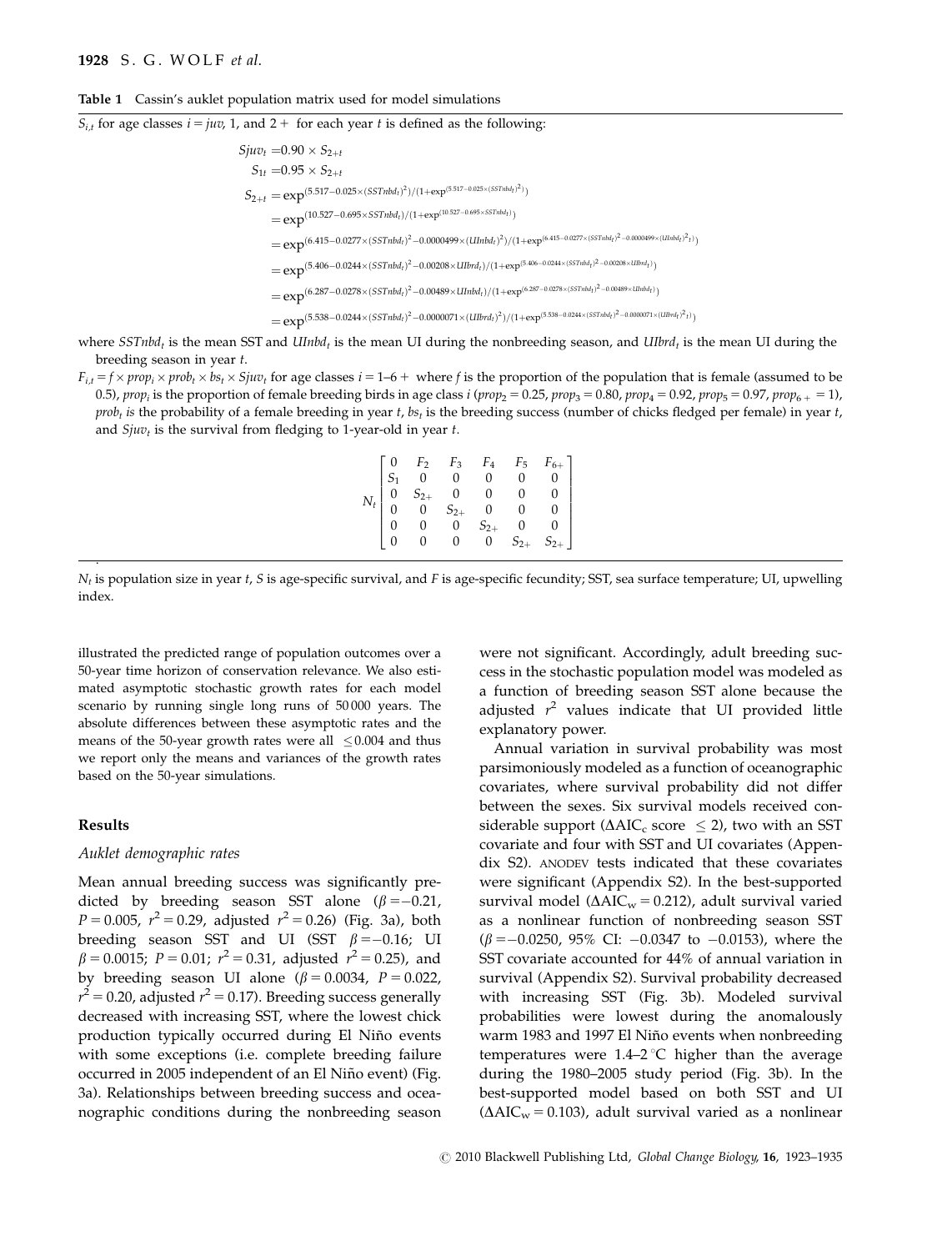**Table 1** Cassin's auklet population matrix used for model simulations

$S_{i,t}$ for age classes $i = juv$, 1, and 2+ for each year $t$ is defined as the following:

$$
\begin{aligned}
Sjuv_t &= 0.90 \times S_{2+t} \\
S_{1t} &= 0.95 \times S_{2+t} \\
S_{2+t} &= \exp^{(5.517 - 0.025 \times (SSTnbd_t)^2)} / (1 + \exp^{(5.517 - 0.025 \times (SSTnbd_t)^2)}) \\
&= \exp^{(10.527 - 0.695 \times SSTnbd_t)} / (1 + \exp^{(10.527 - 0.695 \times SSTnbd_t)}) \\
&= \exp^{(6.415 - 0.0277 \times (SSTnbd_t)^2 - 0.0000499 \times (UInbd_t)^2)} / (1 + \exp^{(6.415 - 0.0277 \times (SSTnbd_t)^2 - 0.0000499 \times (UInbd_t)^2 t)}) \\
&= \exp^{(5.406 - 0.0244 \times (SSTnbd_t)^2 - 0.00208 \times UIbrd_t)} / (1 + \exp^{(5.406 - 0.0244 \times (SSTnbd_t)^2 - 0.00208 \times UIbrd_t)}) \\
&= \exp^{(6.287 - 0.0278 \times (SSTnbd_t)^2 - 0.00489 \times UInbd_t)} / (1 + \exp^{(6.287 - 0.0278 \times (SSTnbd_t)^2 - 0.00489 \times UInbd_t)}) \\
&= \exp^{(5.538 - 0.0244 \times (SSTnbd_t)^2 - 0.0000071 \times (UIbrd_t)^2)} / (1 + \exp^{(5.538 - 0.0244 \times (SSTnbd_t)^2 - 0.0000071 \times (UIbrd_t)^2 t)})
\end{aligned}
$$

where $SSTnbd_t$ is the mean SST and $UInbd_t$ is the mean UI during the nonbreeding season, and $UIbrd_t$ is the mean UI during the breeding season in year $t$.

$F_{i,t} = f \times prop_i \times prob_t \times bs_t \times Sjuv_t$ for age classes $i$ = 1–6+ where $f$ is the proportion of the population that is female (assumed to be 0.5), $prop_i$ is the proportion of female breeding birds in age class $i$ ($prop_2 = 0.25$, $prop_3 = 0.80$, $prop_4 = 0.92$, $prop_5 = 0.97$, $prop_{6+} = 1$), $prob_t$ is the probability of a female breeding in year $t$, $bs_t$ is the breeding success (number of chicks fledged per female) in year $t$, and $Sjuv_t$ is the survival from fledging to 1-year-old in year $t$.

$$
N_t \begin{bmatrix} 0 & F_2 & F_3 & F_4 & F_5 & F_{6+} \\ S_1 & 0 & 0 & 0 & 0 & 0 \\ 0 & S_{2+} & 0 & 0 & 0 & 0 \\ 0 & 0 & S_{2+} & 0 & 0 & 0 \\ 0 & 0 & 0 & S_{2+} & 0 & 0 \\ 0 & 0 & 0 & 0 & S_{2+} & S_{2+} \end{bmatrix}
$$

$N_t$ is population size in year $t$, $S$ is age-specific survival, and $F$ is age-specific fecundity; SST, sea surface temperature; UI, upwelling index.

illustrated the predicted range of population outcomes over a 50-year time horizon of conservation relevance. We also estimated asymptotic stochastic growth rates for each model scenario by running single long runs of 50 000 years. The absolute differences between these asymptotic rates and the means of the 50-year growth rates were all $\leq 0.004$ and thus we report only the means and variances of the growth rates based on the 50-year simulations.

## Results

### Auklet demographic rates

Mean annual breeding success was significantly predicted by breeding season SST alone ($\beta = -0.21$, $P = 0.005$, $r^2 = 0.29$, adjusted $r^2 = 0.26$) (Fig. 3a), both breeding season SST and UI (SST $\beta = -0.16$; UI $\beta = 0.0015$; $P = 0.01$; $r^2 = 0.31$, adjusted $r^2 = 0.25$), and by breeding season UI alone ($\beta = 0.0034$, $P = 0.022$, $r^2 = 0.20$, adjusted $r^2 = 0.17$). Breeding success generally decreased with increasing SST, where the lowest chick production typically occurred during El Niño events with some exceptions (i.e. complete breeding failure occurred in 2005 independent of an El Niño event) (Fig. 3a). Relationships between breeding success and oceanographic conditions during the nonbreeding season were not significant. Accordingly, adult breeding success in the stochastic population model was modeled as a function of breeding season SST alone because the adjusted $r^2$ values indicate that UI provided little explanatory power.

Annual variation in survival probability was most parsimoniously modeled as a function of oceanographic covariates, where survival probability did not differ between the sexes. Six survival models received considerable support ($\Delta AIC_c$ score $\leq 2$), two with an SST covariate and four with SST and UI covariates (Appendix S2). ANODEV tests indicated that these covariates were significant (Appendix S2). In the best-supported survival model ($\Delta AIC_w = 0.212$), adult survival varied as a nonlinear function of nonbreeding season SST ($\beta = -0.0250$, 95% CI: $-0.0347$ to $-0.0153$), where the SST covariate accounted for 44% of annual variation in survival (Appendix S2). Survival probability decreased with increasing SST (Fig. 3b). Modeled survival probabilities were lowest during the anomalously warm 1983 and 1997 El Niño events when nonbreeding temperatures were 1.4–2 °C higher than the average during the 1980–2005 study period (Fig. 3b). In the best-supported model based on both SST and UI ($\Delta AIC_w = 0.103$), adult survival varied as a nonlinear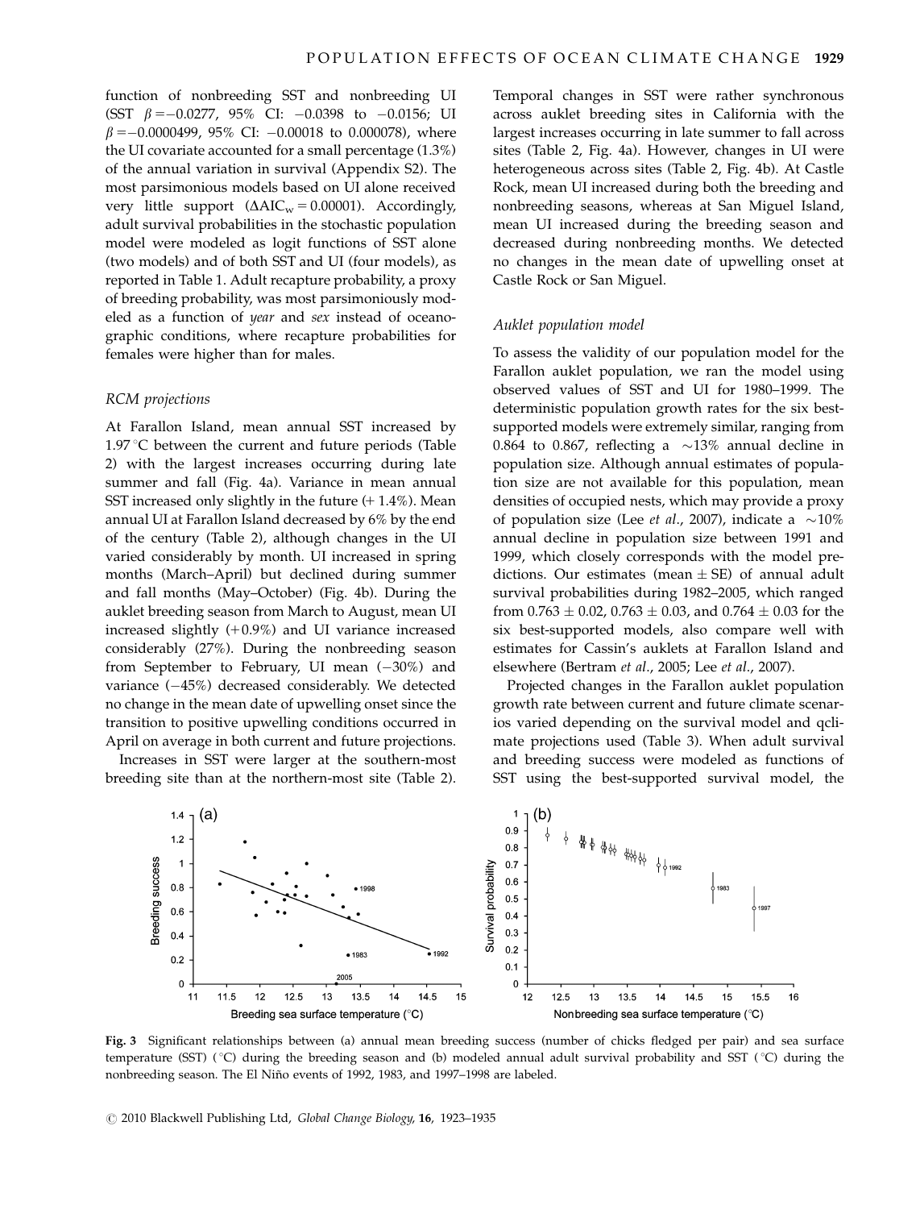function of nonbreeding SST and nonbreeding UI (SST $\beta = -0.0277$, 95% CI: $-0.0398$ to $-0.0156$; UI $\beta = -0.0000499$, 95% CI: $-0.00018$ to $0.000078$), where the UI covariate accounted for a small percentage (1.3%) of the annual variation in survival (Appendix S2). The most parsimonious models based on UI alone received very little support ($\Delta AIC_w = 0.00001$). Accordingly, adult survival probabilities in the stochastic population model were modeled as logit functions of SST alone (two models) and of both SST and UI (four models), as reported in Table 1. Adult recapture probability, a proxy of breeding probability, was most parsimoniously modeled as a function of *year* and *sex* instead of oceanographic conditions, where recapture probabilities for females were higher than for males.

### RCM projections

At Farallon Island, mean annual SST increased by 1.97 °C between the current and future periods (Table 2) with the largest increases occurring during late summer and fall (Fig. 4a). Variance in mean annual SST increased only slightly in the future (+ 1.4%). Mean annual UI at Farallon Island decreased by 6% by the end of the century (Table 2), although changes in the UI varied considerably by month. UI increased in spring months (March–April) but declined during summer and fall months (May–October) (Fig. 4b). During the auklet breeding season from March to August, mean UI increased slightly (+0.9%) and UI variance increased considerably (27%). During the nonbreeding season from September to February, UI mean (−30%) and variance (−45%) decreased considerably. We detected no change in the mean date of upwelling onset since the transition to positive upwelling conditions occurred in April on average in both current and future projections.

Increases in SST were larger at the southern-most breeding site than at the northern-most site (Table 2). Temporal changes in SST were rather synchronous across auklet breeding sites in California with the largest increases occurring in late summer to fall across sites (Table 2, Fig. 4a). However, changes in UI were heterogeneous across sites (Table 2, Fig. 4b). At Castle Rock, mean UI increased during both the breeding and nonbreeding seasons, whereas at San Miguel Island, mean UI increased during the breeding season and decreased during nonbreeding months. We detected no changes in the mean date of upwelling onset at Castle Rock or San Miguel.

### Auklet population model

To assess the validity of our population model for the Farallon auklet population, we ran the model using observed values of SST and UI for 1980–1999. The deterministic population growth rates for the six best-supported models were extremely similar, ranging from 0.864 to 0.867, reflecting a ~13% annual decline in population size. Although annual estimates of population size are not available for this population, mean densities of occupied nests, which may provide a proxy of population size (Lee *et al.*, 2007), indicate a ~10% annual decline in population size between 1991 and 1999, which closely corresponds with the model predictions. Our estimates (mean ± SE) of annual adult survival probabilities during 1982–2005, which ranged from 0.763 ± 0.02, 0.763 ± 0.03, and 0.764 ± 0.03 for the six best-supported models, also compare well with estimates for Cassin's auklets at Farallon Island and elsewhere (Bertram *et al.*, 2005; Lee *et al.*, 2007).

Projected changes in the Farallon auklet population growth rate between current and future climate scenarios varied depending on the survival model and qclimate projections used (Table 3). When adult survival and breeding success were modeled as functions of SST using the best-supported survival model, the

**Fig. 3** Significant relationships between (a) annual mean breeding success (number of chicks fledged per pair) and sea surface temperature (SST) (°C) during the breeding season and (b) modeled annual adult survival probability and SST (°C) during the nonbreeding season. The El Niño events of 1992, 1983, and 1997–1998 are labeled.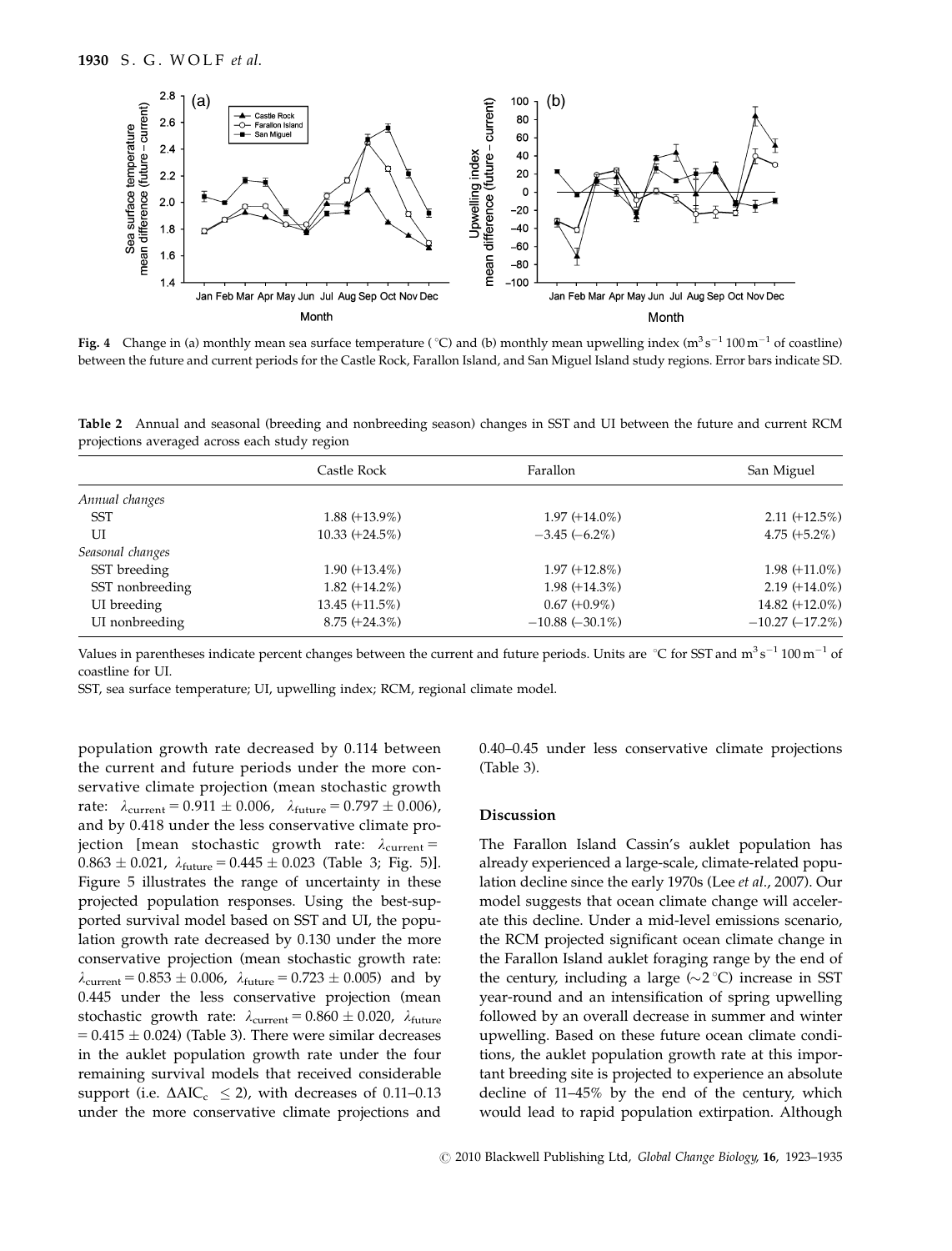Fig. 4 Change in (a) monthly mean sea surface temperature (°C) and (b) monthly mean upwelling index ($m^3 s^{-1} 100 m^{-1}$ of coastline) between the future and current periods for the Castle Rock, Farallon Island, and San Miguel Island study regions. Error bars indicate SD.

**Table 2** Annual and seasonal (breeding and nonbreeding season) changes in SST and UI between the future and current RCM projections averaged across each study region

| | Castle Rock | Farallon | San Miguel |
|---|---|---|---|
| *Annual changes* | | | |
| SST | 1.88 (+13.9%) | 1.97 (+14.0%) | 2.11 (+12.5%) |
| UI | 10.33 (+24.5%) | −3.45 (−6.2%) | 4.75 (+5.2%) |
| *Seasonal changes* | | | |
| SST breeding | 1.90 (+13.4%) | 1.97 (+12.8%) | 1.98 (+11.0%) |
| SST nonbreeding | 1.82 (+14.2%) | 1.98 (+14.3%) | 2.19 (+14.0%) |
| UI breeding | 13.45 (+11.5%) | 0.67 (+0.9%) | 14.82 (+12.0%) |
| UI nonbreeding | 8.75 (+24.3%) | −10.88 (−30.1%) | −10.27 (−17.2%) |

Values in parentheses indicate percent changes between the current and future periods. Units are °C for SST and $m^3 s^{-1} 100 m^{-1}$ of coastline for UI.

SST, sea surface temperature; UI, upwelling index; RCM, regional climate model.

population growth rate decreased by 0.114 between the current and future periods under the more conservative climate projection (mean stochastic growth rate: $\lambda_{current} = 0.911 \pm 0.006$, $\lambda_{future} = 0.797 \pm 0.006$), and by 0.418 under the less conservative climate projection [mean stochastic growth rate: $\lambda_{current} = 0.863 \pm 0.021$, $\lambda_{future} = 0.445 \pm 0.023$ (Table 3; Fig. 5)]. Figure 5 illustrates the range of uncertainty in these projected population responses. Using the best-supported survival model based on SST and UI, the population growth rate decreased by 0.130 under the more conservative projection (mean stochastic growth rate: $\lambda_{current} = 0.853 \pm 0.006$, $\lambda_{future} = 0.723 \pm 0.005$) and by 0.445 under the less conservative projection (mean stochastic growth rate: $\lambda_{current} = 0.860 \pm 0.020$, $\lambda_{future} = 0.415 \pm 0.024$) (Table 3). There were similar decreases in the auklet population growth rate under the four remaining survival models that received considerable support (i.e. $\Delta AIC_c \leq 2$), with decreases of 0.11–0.13 under the more conservative climate projections and 0.40–0.45 under less conservative climate projections (Table 3).

## Discussion

The Farallon Island Cassin's auklet population has already experienced a large-scale, climate-related population decline since the early 1970s (Lee *et al.*, 2007). Our model suggests that ocean climate change will accelerate this decline. Under a mid-level emissions scenario, the RCM projected significant ocean climate change in the Farallon Island auklet foraging range by the end of the century, including a large (~2 °C) increase in SST year-round and an intensification of spring upwelling followed by an overall decrease in summer and winter upwelling. Based on these future ocean climate conditions, the auklet population growth rate at this important breeding site is projected to experience an absolute decline of 11–45% by the end of the century, which would lead to rapid population extirpation. Although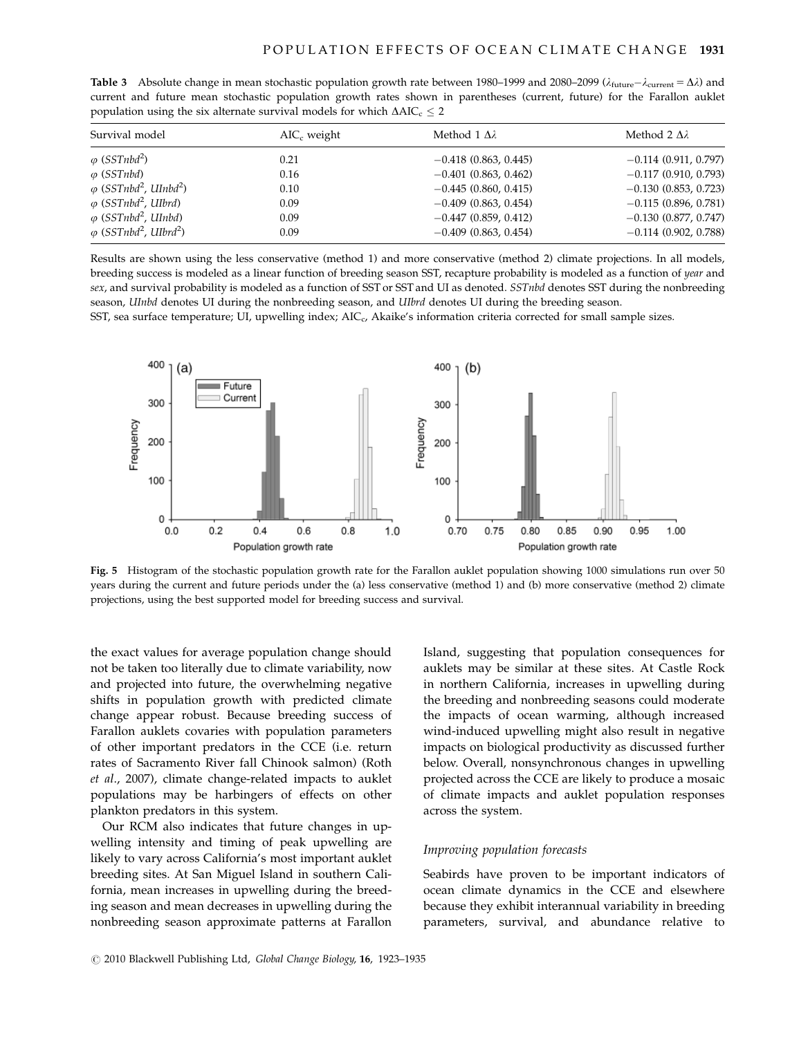**Table 3** Absolute change in mean stochastic population growth rate between 1980–1999 and 2080–2099 ($\lambda_{\text{future}} - \lambda_{\text{current}} = \Delta\lambda$) and current and future mean stochastic population growth rates shown in parentheses (current, future) for the Farallon auklet population using the six alternate survival models for which $\Delta AIC_c \leq 2$

| Survival model | $AIC_c$ weight | Method 1 $\Delta\lambda$ | Method 2 $\Delta\lambda$ |
|---|---|---|---|
| $\varphi$ ($SSTnbd^2$) | 0.21 | −0.418 (0.863, 0.445) | −0.114 (0.911, 0.797) |
| $\varphi$ ($SSTnbd$) | 0.16 | −0.401 (0.863, 0.462) | −0.117 (0.910, 0.793) |
| $\varphi$ ($SSTnbd^2$, $UInbd^2$) | 0.10 | −0.445 (0.860, 0.415) | −0.130 (0.853, 0.723) |
| $\varphi$ ($SSTnbd^2$, $UIbrd$) | 0.09 | −0.409 (0.863, 0.454) | −0.115 (0.896, 0.781) |
| $\varphi$ ($SSTnbd^2$, $UInbd$) | 0.09 | −0.447 (0.859, 0.412) | −0.130 (0.877, 0.747) |
| $\varphi$ ($SSTnbd^2$, $UIbrd^2$) | 0.09 | −0.409 (0.863, 0.454) | −0.114 (0.902, 0.788) |

Results are shown using the less conservative (method 1) and more conservative (method 2) climate projections. In all models, breeding success is modeled as a linear function of breeding season SST, recapture probability is modeled as a function of *year* and *sex*, and survival probability is modeled as a function of SST or SST and UI as denoted. *SSTnbd* denotes SST during the nonbreeding season, *UInbd* denotes UI during the nonbreeding season, and *UIbrd* denotes UI during the breeding season.

SST, sea surface temperature; UI, upwelling index; $AIC_c$, Akaike's information criteria corrected for small sample sizes.

**Fig. 5** Histogram of the stochastic population growth rate for the Farallon auklet population showing 1000 simulations run over 50 years during the current and future periods under the (a) less conservative (method 1) and (b) more conservative (method 2) climate projections, using the best supported model for breeding success and survival.

the exact values for average population change should not be taken too literally due to climate variability, now and projected into future, the overwhelming negative shifts in population growth with predicted climate change appear robust. Because breeding success of Farallon auklets covaries with population parameters of other important predators in the CCE (i.e. return rates of Sacramento River fall Chinook salmon) (Roth *et al*., 2007), climate change-related impacts to auklet populations may be harbingers of effects on other plankton predators in this system.

Our RCM also indicates that future changes in upwelling intensity and timing of peak upwelling are likely to vary across California's most important auklet breeding sites. At San Miguel Island in southern California, mean increases in upwelling during the breeding season and mean decreases in upwelling during the nonbreeding season approximate patterns at Farallon Island, suggesting that population consequences for auklets may be similar at these sites. At Castle Rock in northern California, increases in upwelling during the breeding and nonbreeding seasons could moderate the impacts of ocean warming, although increased wind-induced upwelling might also result in negative impacts on biological productivity as discussed further below. Overall, nonsynchronous changes in upwelling projected across the CCE are likely to produce a mosaic of climate impacts and auklet population responses across the system.

### *Improving population forecasts*

Seabirds have proven to be important indicators of ocean climate dynamics in the CCE and elsewhere because they exhibit interannual variability in breeding parameters, survival, and abundance relative to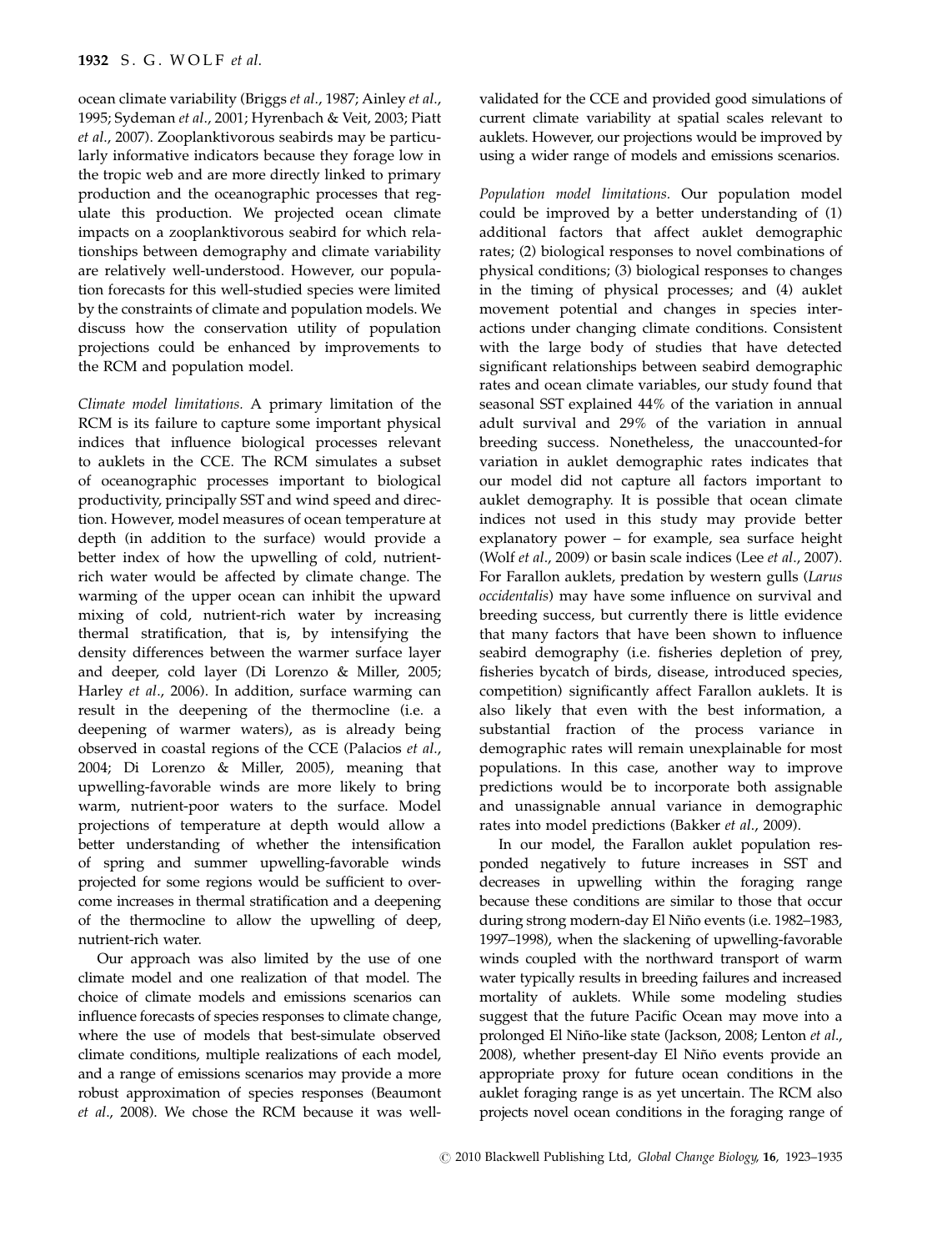ocean climate variability (Briggs *et al*., 1987; Ainley *et al*., 1995; Sydeman *et al*., 2001; Hyrenbach & Veit, 2003; Piatt *et al*., 2007). Zooplanktivorous seabirds may be particularly informative indicators because they forage low in the tropic web and are more directly linked to primary production and the oceanographic processes that regulate this production. We projected ocean climate impacts on a zooplanktivorous seabird for which relationships between demography and climate variability are relatively well-understood. However, our population forecasts for this well-studied species were limited by the constraints of climate and population models. We discuss how the conservation utility of population projections could be enhanced by improvements to the RCM and population model.

*Climate model limitations.* A primary limitation of the RCM is its failure to capture some important physical indices that influence biological processes relevant to auklets in the CCE. The RCM simulates a subset of oceanographic processes important to biological productivity, principally SST and wind speed and direction. However, model measures of ocean temperature at depth (in addition to the surface) would provide a better index of how the upwelling of cold, nutrient-rich water would be affected by climate change. The warming of the upper ocean can inhibit the upward mixing of cold, nutrient-rich water by increasing thermal stratification, that is, by intensifying the density differences between the warmer surface layer and deeper, cold layer (Di Lorenzo & Miller, 2005; Harley *et al*., 2006). In addition, surface warming can result in the deepening of the thermocline (i.e. a deepening of warmer waters), as is already being observed in coastal regions of the CCE (Palacios *et al*., 2004; Di Lorenzo & Miller, 2005), meaning that upwelling-favorable winds are more likely to bring warm, nutrient-poor waters to the surface. Model projections of temperature at depth would allow a better understanding of whether the intensification of spring and summer upwelling-favorable winds projected for some regions would be sufficient to overcome increases in thermal stratification and a deepening of the thermocline to allow the upwelling of deep, nutrient-rich water.

Our approach was also limited by the use of one climate model and one realization of that model. The choice of climate models and emissions scenarios can influence forecasts of species responses to climate change, where the use of models that best-simulate observed climate conditions, multiple realizations of each model, and a range of emissions scenarios may provide a more robust approximation of species responses (Beaumont *et al*., 2008). We chose the RCM because it was well-validated for the CCE and provided good simulations of current climate variability at spatial scales relevant to auklets. However, our projections would be improved by using a wider range of models and emissions scenarios.

*Population model limitations.* Our population model could be improved by a better understanding of (1) additional factors that affect auklet demographic rates; (2) biological responses to novel combinations of physical conditions; (3) biological responses to changes in the timing of physical processes; and (4) auklet movement potential and changes in species interactions under changing climate conditions. Consistent with the large body of studies that have detected significant relationships between seabird demographic rates and ocean climate variables, our study found that seasonal SST explained 44% of the variation in annual adult survival and 29% of the variation in annual breeding success. Nonetheless, the unaccounted-for variation in auklet demographic rates indicates that our model did not capture all factors important to auklet demography. It is possible that ocean climate indices not used in this study may provide better explanatory power – for example, sea surface height (Wolf *et al*., 2009) or basin scale indices (Lee *et al*., 2007). For Farallon auklets, predation by western gulls (*Larus occidentalis*) may have some influence on survival and breeding success, but currently there is little evidence that many factors that have been shown to influence seabird demography (i.e. fisheries depletion of prey, fisheries bycatch of birds, disease, introduced species, competition) significantly affect Farallon auklets. It is also likely that even with the best information, a substantial fraction of the process variance in demographic rates will remain unexplainable for most populations. In this case, another way to improve predictions would be to incorporate both assignable and unassignable annual variance in demographic rates into model predictions (Bakker *et al*., 2009).

In our model, the Farallon auklet population responded negatively to future increases in SST and decreases in upwelling within the foraging range because these conditions are similar to those that occur during strong modern-day El Niño events (i.e. 1982–1983, 1997–1998), when the slackening of upwelling-favorable winds coupled with the northward transport of warm water typically results in breeding failures and increased mortality of auklets. While some modeling studies suggest that the future Pacific Ocean may move into a prolonged El Niño-like state (Jackson, 2008; Lenton *et al*., 2008), whether present-day El Niño events provide an appropriate proxy for future ocean conditions in the auklet foraging range is as yet uncertain. The RCM also projects novel ocean conditions in the foraging range of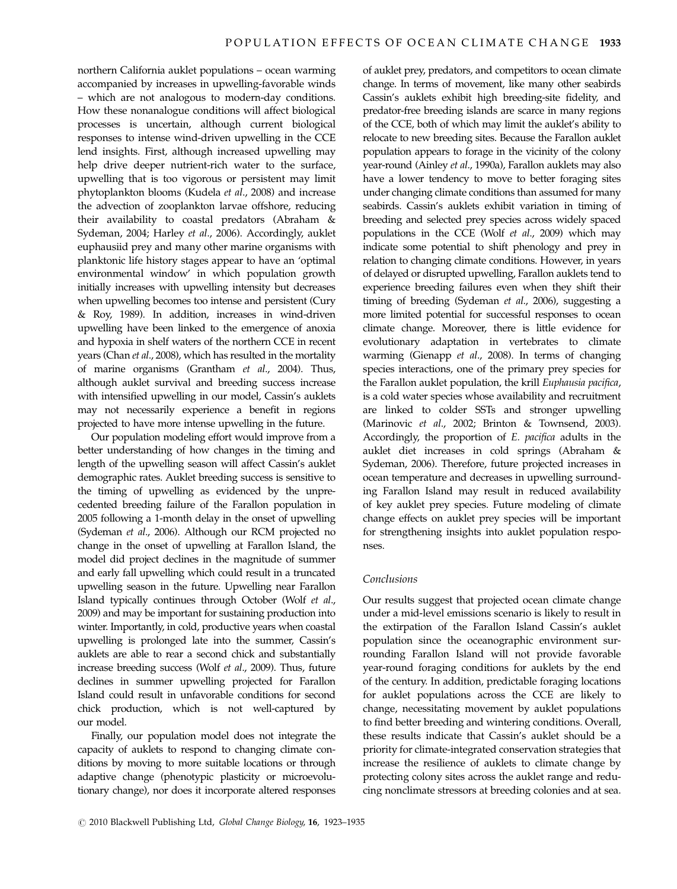northern California auklet populations – ocean warming accompanied by increases in upwelling-favorable winds – which are not analogous to modern-day conditions. How these nonanalogue conditions will affect biological processes is uncertain, although current biological responses to intense wind-driven upwelling in the CCE lend insights. First, although increased upwelling may help drive deeper nutrient-rich water to the surface, upwelling that is too vigorous or persistent may limit phytoplankton blooms (Kudela *et al*., 2008) and increase the advection of zooplankton larvae offshore, reducing their availability to coastal predators (Abraham & Sydeman, 2004; Harley *et al*., 2006). Accordingly, auklet euphausiid prey and many other marine organisms with planktonic life history stages appear to have an 'optimal environmental window' in which population growth initially increases with upwelling intensity but decreases when upwelling becomes too intense and persistent (Cury & Roy, 1989). In addition, increases in wind-driven upwelling have been linked to the emergence of anoxia and hypoxia in shelf waters of the northern CCE in recent years (Chan *et al*., 2008), which has resulted in the mortality of marine organisms (Grantham *et al*., 2004). Thus, although auklet survival and breeding success increase with intensified upwelling in our model, Cassin's auklets may not necessarily experience a benefit in regions projected to have more intense upwelling in the future.

Our population modeling effort would improve from a better understanding of how changes in the timing and length of the upwelling season will affect Cassin's auklet demographic rates. Auklet breeding success is sensitive to the timing of upwelling as evidenced by the unprecedented breeding failure of the Farallon population in 2005 following a 1-month delay in the onset of upwelling (Sydeman *et al*., 2006). Although our RCM projected no change in the onset of upwelling at Farallon Island, the model did project declines in the magnitude of summer and early fall upwelling which could result in a truncated upwelling season in the future. Upwelling near Farallon Island typically continues through October (Wolf *et al*., 2009) and may be important for sustaining production into winter. Importantly, in cold, productive years when coastal upwelling is prolonged late into the summer, Cassin's auklets are able to rear a second chick and substantially increase breeding success (Wolf *et al*., 2009). Thus, future declines in summer upwelling projected for Farallon Island could result in unfavorable conditions for second chick production, which is not well-captured by our model.

Finally, our population model does not integrate the capacity of auklets to respond to changing climate conditions by moving to more suitable locations or through adaptive change (phenotypic plasticity or microevolutionary change), nor does it incorporate altered responses of auklet prey, predators, and competitors to ocean climate change. In terms of movement, like many other seabirds Cassin's auklets exhibit high breeding-site fidelity, and predator-free breeding islands are scarce in many regions of the CCE, both of which may limit the auklet's ability to relocate to new breeding sites. Because the Farallon auklet population appears to forage in the vicinity of the colony year-round (Ainley *et al*., 1990a), Farallon auklets may also have a lower tendency to move to better foraging sites under changing climate conditions than assumed for many seabirds. Cassin's auklets exhibit variation in timing of breeding and selected prey species across widely spaced populations in the CCE (Wolf *et al*., 2009) which may indicate some potential to shift phenology and prey in relation to changing climate conditions. However, in years of delayed or disrupted upwelling, Farallon auklets tend to experience breeding failures even when they shift their timing of breeding (Sydeman *et al*., 2006), suggesting a more limited potential for successful responses to ocean climate change. Moreover, there is little evidence for evolutionary adaptation in vertebrates to climate warming (Gienapp *et al*., 2008). In terms of changing species interactions, one of the primary prey species for the Farallon auklet population, the krill *Euphausia pacifica*, is a cold water species whose availability and recruitment are linked to colder SSTs and stronger upwelling (Marinovic *et al*., 2002; Brinton & Townsend, 2003). Accordingly, the proportion of *E. pacifica* adults in the auklet diet increases in cold springs (Abraham & Sydeman, 2006). Therefore, future projected increases in ocean temperature and decreases in upwelling surrounding Farallon Island may result in reduced availability of key auklet prey species. Future modeling of climate change effects on auklet prey species will be important for strengthening insights into auklet population responses.

### Conclusions

Our results suggest that projected ocean climate change under a mid-level emissions scenario is likely to result in the extirpation of the Farallon Island Cassin's auklet population since the oceanographic environment surrounding Farallon Island will not provide favorable year-round foraging conditions for auklets by the end of the century. In addition, predictable foraging locations for auklet populations across the CCE are likely to change, necessitating movement by auklet populations to find better breeding and wintering conditions. Overall, these results indicate that Cassin's auklet should be a priority for climate-integrated conservation strategies that increase the resilience of auklets to climate change by protecting colony sites across the auklet range and reducing nonclimate stressors at breeding colonies and at sea.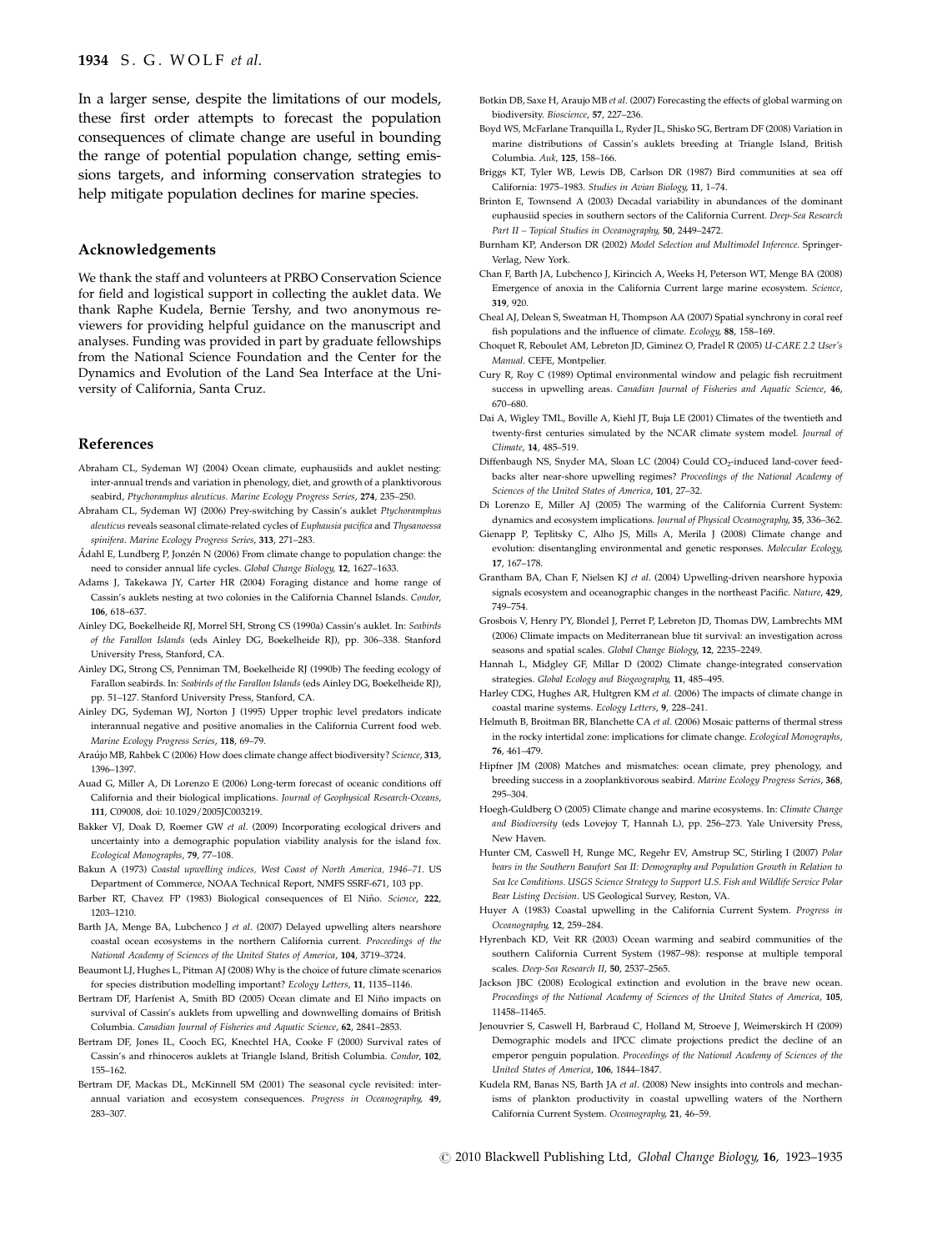In a larger sense, despite the limitations of our models, these first order attempts to forecast the population consequences of climate change are useful in bounding the range of potential population change, setting emissions targets, and informing conservation strategies to help mitigate population declines for marine species.

## Acknowledgements

We thank the staff and volunteers at PRBO Conservation Science for field and logistical support in collecting the auklet data. We thank Raphe Kudela, Bernie Tershy, and two anonymous reviewers for providing helpful guidance on the manuscript and analyses. Funding was provided in part by graduate fellowships from the National Science Foundation and the Center for the Dynamics and Evolution of the Land Sea Interface at the University of California, Santa Cruz.

## References

Abraham CL, Sydeman WJ (2004) Ocean climate, euphausiids and auklet nesting: inter-annual trends and variation in phenology, diet, and growth of a planktivorous seabird, *Ptychoramphus aleuticus*. *Marine Ecology Progress Series*, **274**, 235–250.

Abraham CL, Sydeman WJ (2006) Prey-switching by Cassin's auklet *Ptychoramphus aleuticus* reveals seasonal climate-related cycles of *Euphausia pacifica* and *Thysanoessa spinifera*. *Marine Ecology Progress Series*, **313**, 271–283.

Ådahl E, Lundberg P, Jonzén N (2006) From climate change to population change: the need to consider annual life cycles. *Global Change Biology*, **12**, 1627–1633.

Adams J, Takekawa JY, Carter HR (2004) Foraging distance and home range of Cassin's auklets nesting at two colonies in the California Channel Islands. *Condor*, **106**, 618–637.

Ainley DG, Boekelheide RJ, Morrel SH, Strong CS (1990a) Cassin's auklet. In: *Seabirds of the Farallon Islands* (eds Ainley DG, Boekelheide RJ), pp. 306–338. Stanford University Press, Stanford, CA.

Ainley DG, Strong CS, Penniman TM, Boekelheide RJ (1990b) The feeding ecology of Farallon seabirds. In: *Seabirds of the Farallon Islands* (eds Ainley DG, Boekelheide RJ), pp. 51–127. Stanford University Press, Stanford, CA.

Ainley DG, Sydeman WJ, Norton J (1995) Upper trophic level predators indicate interannual negative and positive anomalies in the California Current food web. *Marine Ecology Progress Series*, **118**, 69–79.

Araújo MB, Rahbek C (2006) How does climate change affect biodiversity? *Science*, **313**, 1396–1397.

Auad G, Miller A, Di Lorenzo E (2006) Long-term forecast of oceanic conditions off California and their biological implications. *Journal of Geophysical Research-Oceans*, **111**, C09008, doi: 10.1029/2005JC003219.

Bakker VJ, Doak D, Roemer GW *et al.* (2009) Incorporating ecological drivers and uncertainty into a demographic population viability analysis for the island fox. *Ecological Monographs*, **79**, 77–108.

Bakun A (1973) *Coastal upwelling indices, West Coast of North America, 1946–71*. US Department of Commerce, NOAA Technical Report, NMFS SSRF-671, 103 pp.

Barber RT, Chavez FP (1983) Biological consequences of El Niño. *Science*, **222**, 1203–1210.

Barth JA, Menge BA, Lubchenco J *et al.* (2007) Delayed upwelling alters nearshore coastal ocean ecosystems in the northern California current. *Proceedings of the National Academy of Sciences of the United States of America*, **104**, 3719–3724.

Beaumont LJ, Hughes L, Pitman AJ (2008) Why is the choice of future climate scenarios for species distribution modelling important? *Ecology Letters*, **11**, 1135–1146.

Bertram DF, Harfenist A, Smith BD (2005) Ocean climate and El Niño impacts on survival of Cassin's auklets from upwelling and downwelling domains of British Columbia. *Canadian Journal of Fisheries and Aquatic Science*, **62**, 2841–2853.

Bertram DF, Jones IL, Cooch EG, Knechtel HA, Cooke F (2000) Survival rates of Cassin's and rhinoceros auklets at Triangle Island, British Columbia. *Condor*, **102**, 155–162.

Bertram DF, Mackas DL, McKinnell SM (2001) The seasonal cycle revisited: interannual variation and ecosystem consequences. *Progress in Oceanography*, **49**, 283–307.

Botkin DB, Saxe H, Araujo MB *et al.* (2007) Forecasting the effects of global warming on biodiversity. *Bioscience*, **57**, 227–236.

Boyd WS, McFarlane Tranquilla L, Ryder JL, Shisko SG, Bertram DF (2008) Variation in marine distributions of Cassin's auklets breeding at Triangle Island, British Columbia. *Auk*, **125**, 158–166.

Briggs KT, Tyler WB, Lewis DB, Carlson DR (1987) Bird communities at sea off California: 1975–1983. *Studies in Avian Biology*, **11**, 1–74.

Brinton E, Townsend A (2003) Decadal variability in abundances of the dominant euphausiid species in southern sectors of the California Current. *Deep-Sea Research Part II – Topical Studies in Oceanography*, **50**, 2449–2472.

Burnham KP, Anderson DR (2002) *Model Selection and Multimodel Inference*. Springer-Verlag, New York.

Chan F, Barth JA, Lubchenco J, Kirincich A, Weeks H, Peterson WT, Menge BA (2008) Emergence of anoxia in the California Current large marine ecosystem. *Science*, **319**, 920.

Cheal AJ, Delean S, Sweatman H, Thompson AA (2007) Spatial synchrony in coral reef fish populations and the influence of climate. *Ecology*, **88**, 158–169.

Choquet R, Reboulet AM, Lebreton JD, Giminez O, Pradel R (2005) *U-CARE 2.2 User's Manual*. CEFE, Montpelier.

Cury R, Roy C (1989) Optimal environmental window and pelagic fish recruitment success in upwelling areas. *Canadian Journal of Fisheries and Aquatic Science*, **46**, 670–680.

Dai A, Wigley TML, Boville A, Kiehl JT, Buja LE (2001) Climates of the twentieth and twenty-first centuries simulated by the NCAR climate system model. *Journal of Climate*, **14**, 485–519.

Diffenbaugh NS, Snyder MA, Sloan LC (2004) Could $CO_2$-induced land-cover feedbacks alter near-shore upwelling regimes? *Proceedings of the National Academy of Sciences of the United States of America*, **101**, 27–32.

Di Lorenzo E, Miller AJ (2005) The warming of the California Current System: dynamics and ecosystem implications. *Journal of Physical Oceanography*, **35**, 336–362.

Gienapp P, Teplitsky C, Alho JS, Mills A, Merila J (2008) Climate change and evolution: disentangling environmental and genetic responses. *Molecular Ecology*, **17**, 167–178.

Grantham BA, Chan F, Nielsen KJ *et al.* (2004) Upwelling-driven nearshore hypoxia signals ecosystem and oceanographic changes in the northeast Pacific. *Nature*, **429**, 749–754.

Grosbois V, Henry PY, Blondel J, Perret P, Lebreton JD, Thomas DW, Lambrechts MM (2006) Climate impacts on Mediterranean blue tit survival: an investigation across seasons and spatial scales. *Global Change Biology*, **12**, 2235–2249.

Hannah L, Midgley GF, Millar D (2002) Climate change-integrated conservation strategies. *Global Ecology and Biogeography*, **11**, 485–495.

Harley CDG, Hughes AR, Hultgren KM *et al.* (2006) The impacts of climate change in coastal marine systems. *Ecology Letters*, **9**, 228–241.

Helmuth B, Broitman BR, Blanchette CA *et al.* (2006) Mosaic patterns of thermal stress in the rocky intertidal zone: implications for climate change. *Ecological Monographs*, **76**, 461–479.

Hipfner JM (2008) Matches and mismatches: ocean climate, prey phenology, and breeding success in a zooplanktivorous seabird. *Marine Ecology Progress Series*, **368**, 295–304.

Hoegh-Guldberg O (2005) Climate change and marine ecosystems. In: *Climate Change and Biodiversity* (eds Lovejoy T, Hannah L), pp. 256–273. Yale University Press, New Haven.

Hunter CM, Caswell H, Runge MC, Regehr EV, Amstrup SC, Stirling I (2007) *Polar bears in the Southern Beaufort Sea II: Demography and Population Growth in Relation to Sea Ice Conditions. USGS Science Strategy to Support U.S. Fish and Wildlife Service Polar Bear Listing Decision*. US Geological Survey, Reston, VA.

Huyer A (1983) Coastal upwelling in the California Current System. *Progress in Oceanography*, **12**, 259–284.

Hyrenbach KD, Veit RR (2003) Ocean warming and seabird communities of the southern California Current System (1987–98): response at multiple temporal scales. *Deep-Sea Research II*, **50**, 2537–2565.

Jackson JBC (2008) Ecological extinction and evolution in the brave new ocean. *Proceedings of the National Academy of Sciences of the United States of America*, **105**, 11458–11465.

Jenouvrier S, Caswell H, Barbraud C, Holland M, Stroeve J, Weimerskirch H (2009) Demographic models and IPCC climate projections predict the decline of an emperor penguin population. *Proceedings of the National Academy of Sciences of the United States of America*, **106**, 1844–1847.

Kudela RM, Banas NS, Barth JA *et al.* (2008) New insights into controls and mechanisms of plankton productivity in coastal upwelling waters of the Northern California Current System. *Oceanography*, **21**, 46–59.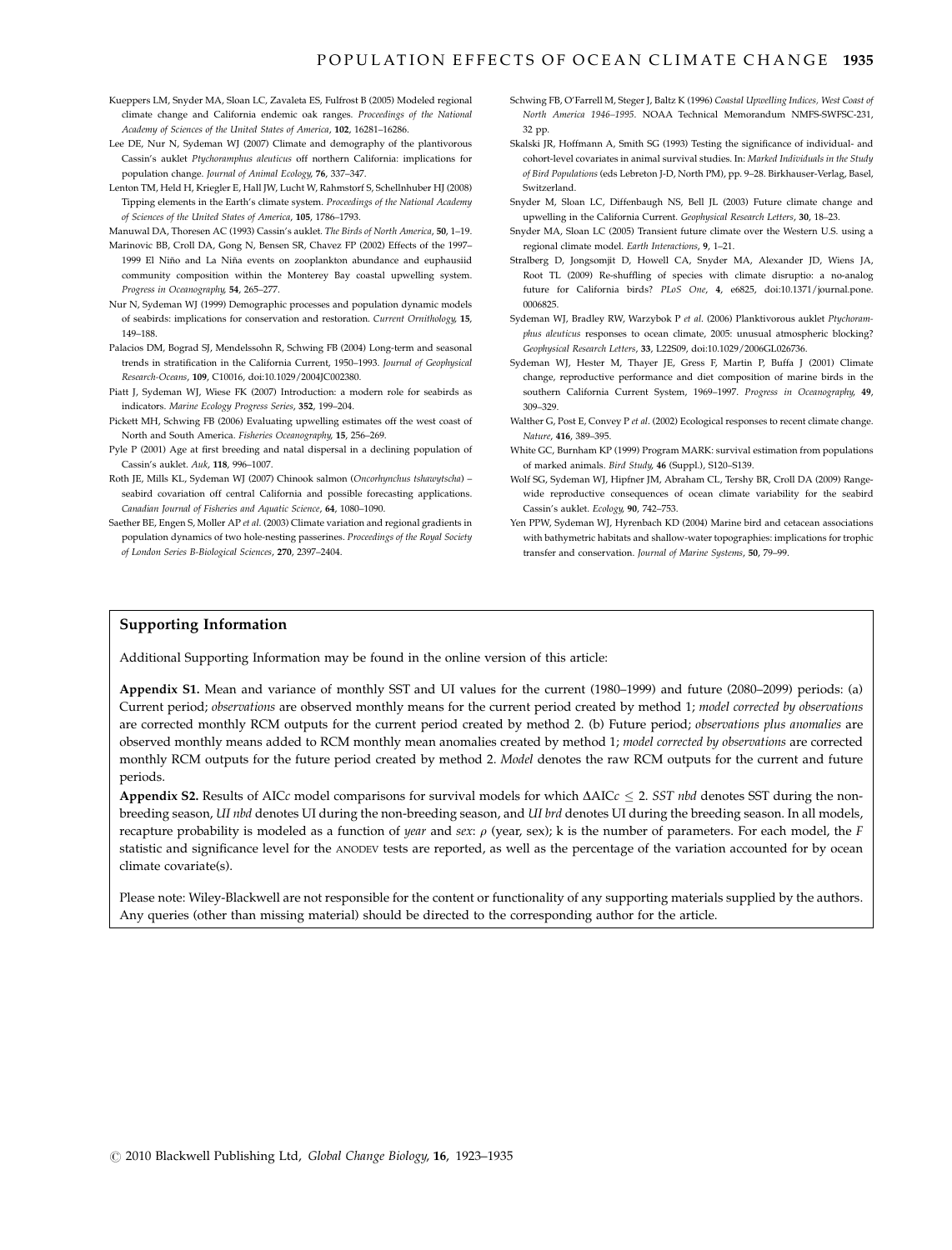Kueppers LM, Snyder MA, Sloan LC, Zavaleta ES, Fulfrost B (2005) Modeled regional climate change and California endemic oak ranges. *Proceedings of the National Academy of Sciences of the United States of America*, **102**, 16281–16286.

Lee DE, Nur N, Sydeman WJ (2007) Climate and demography of the plantivorous Cassin's auklet *Ptychoramphus aleuticus* off northern California: implications for population change. *Journal of Animal Ecology*, **76**, 337–347.

Lenton TM, Held H, Kriegler E, Hall JW, Lucht W, Rahmstorf S, Schellnhuber HJ (2008) Tipping elements in the Earth's climate system. *Proceedings of the National Academy of Sciences of the United States of America*, **105**, 1786–1793.

Manuwal DA, Thoresen AC (1993) Cassin's auklet. *The Birds of North America*, **50**, 1–19.

Marinovic BB, Croll DA, Gong N, Bensen SR, Chavez FP (2002) Effects of the 1997–1999 El Niño and La Niña events on zooplankton abundance and euphausiid community composition within the Monterey Bay coastal upwelling system. *Progress in Oceanography*, **54**, 265–277.

Nur N, Sydeman WJ (1999) Demographic processes and population dynamic models of seabirds: implications for conservation and restoration. *Current Ornithology*, **15**, 149–188.

Palacios DM, Bograd SJ, Mendelssohn R, Schwing FB (2004) Long-term and seasonal trends in stratification in the California Current, 1950–1993. *Journal of Geophysical Research-Oceans*, **109**, C10016, doi:10.1029/2004JC002380.

Piatt J, Sydeman WJ, Wiese FK (2007) Introduction: a modern role for seabirds as indicators. *Marine Ecology Progress Series*, **352**, 199–204.

Pickett MH, Schwing FB (2006) Evaluating upwelling estimates off the west coast of North and South America. *Fisheries Oceanography*, **15**, 256–269.

Pyle P (2001) Age at first breeding and natal dispersal in a declining population of Cassin's auklet. *Auk*, **118**, 996–1007.

Roth JE, Mills KL, Sydeman WJ (2007) Chinook salmon (*Oncorhynchus tshawytscha*) – seabird covariation off central California and possible forecasting applications. *Canadian Journal of Fisheries and Aquatic Science*, **64**, 1080–1090.

Saether BE, Engen S, Moller AP *et al.* (2003) Climate variation and regional gradients in population dynamics of two hole-nesting passerines. *Proceedings of the Royal Society of London Series B-Biological Sciences*, **270**, 2397–2404.

Schwing FB, O'Farrell M, Steger J, Baltz K (1996) *Coastal Upwelling Indices, West Coast of North America 1946–1995.* NOAA Technical Memorandum NMFS-SWFSC-231, 32 pp.

Skalski JR, Hoffmann A, Smith SG (1993) Testing the significance of individual- and cohort-level covariates in animal survival studies. In: *Marked Individuals in the Study of Bird Populations* (eds Lebreton J-D, North PM), pp. 9–28. Birkhauser-Verlag, Basel, Switzerland.

Snyder M, Sloan LC, Diffenbaugh NS, Bell JL (2003) Future climate change and upwelling in the California Current. *Geophysical Research Letters*, **30**, 18–23.

Snyder MA, Sloan LC (2005) Transient future climate over the Western U.S. using a regional climate model. *Earth Interactions*, **9**, 1–21.

Stralberg D, Jongsomjit D, Howell CA, Snyder MA, Alexander JD, Wiens JA, Root TL (2009) Re-shuffling of species with climate disruptio: a no-analog future for California birds? *PLoS One*, **4**, e6825, doi:10.1371/journal.pone.0006825.

Sydeman WJ, Bradley RW, Warzybok P *et al.* (2006) Planktivorous auklet *Ptychoramphus aleuticus* responses to ocean climate, 2005: unusual atmospheric blocking? *Geophysical Research Letters*, **33**, L22S09, doi:10.1029/2006GL026736.

Sydeman WJ, Hester M, Thayer JE, Gress F, Martin P, Buffa J (2001) Climate change, reproductive performance and diet composition of marine birds in the southern California Current System, 1969–1997. *Progress in Oceanography*, **49**, 309–329.

Walther G, Post E, Convey P *et al.* (2002) Ecological responses to recent climate change. *Nature*, **416**, 389–395.

White GC, Burnham KP (1999) Program MARK: survival estimation from populations of marked animals. *Bird Study*, **46** (Suppl.), S120–S139.

Wolf SG, Sydeman WJ, Hipfner JM, Abraham CL, Tershy BR, Croll DA (2009) Range-wide reproductive consequences of ocean climate variability for the seabird Cassin's auklet. *Ecology*, **90**, 742–753.

Yen PPW, Sydeman WJ, Hyrenbach KD (2004) Marine bird and cetacean associations with bathymetric habitats and shallow-water topographies: implications for trophic transfer and conservation. *Journal of Marine Systems*, **50**, 79–99.

## Supporting Information

Additional Supporting Information may be found in the online version of this article:

**Appendix S1.** Mean and variance of monthly SST and UI values for the current (1980–1999) and future (2080–2099) periods: (a) Current period; *observations* are observed monthly means for the current period created by method 1; *model corrected by observations* are corrected monthly RCM outputs for the current period created by method 2. (b) Future period; *observations plus anomalies* are observed monthly means added to RCM monthly mean anomalies created by method 1; *model corrected by observations* are corrected monthly RCM outputs for the future period created by method 2. *Model* denotes the raw RCM outputs for the current and future periods.

**Appendix S2.** Results of AIC*c* model comparisons for survival models for which $\Delta$AIC*c* $\leq 2$. *SST nbd* denotes SST during the non-breeding season, *UI nbd* denotes UI during the non-breeding season, and *UI brd* denotes UI during the breeding season. In all models, recapture probability is modeled as a function of *year* and *sex*: $\rho$ (year, sex); k is the number of parameters. For each model, the *F* statistic and significance level for the ANODEV tests are reported, as well as the percentage of the variation accounted for by ocean climate covariate(s).

Please note: Wiley-Blackwell are not responsible for the content or functionality of any supporting materials supplied by the authors. Any queries (other than missing material) should be directed to the corresponding author for the article.